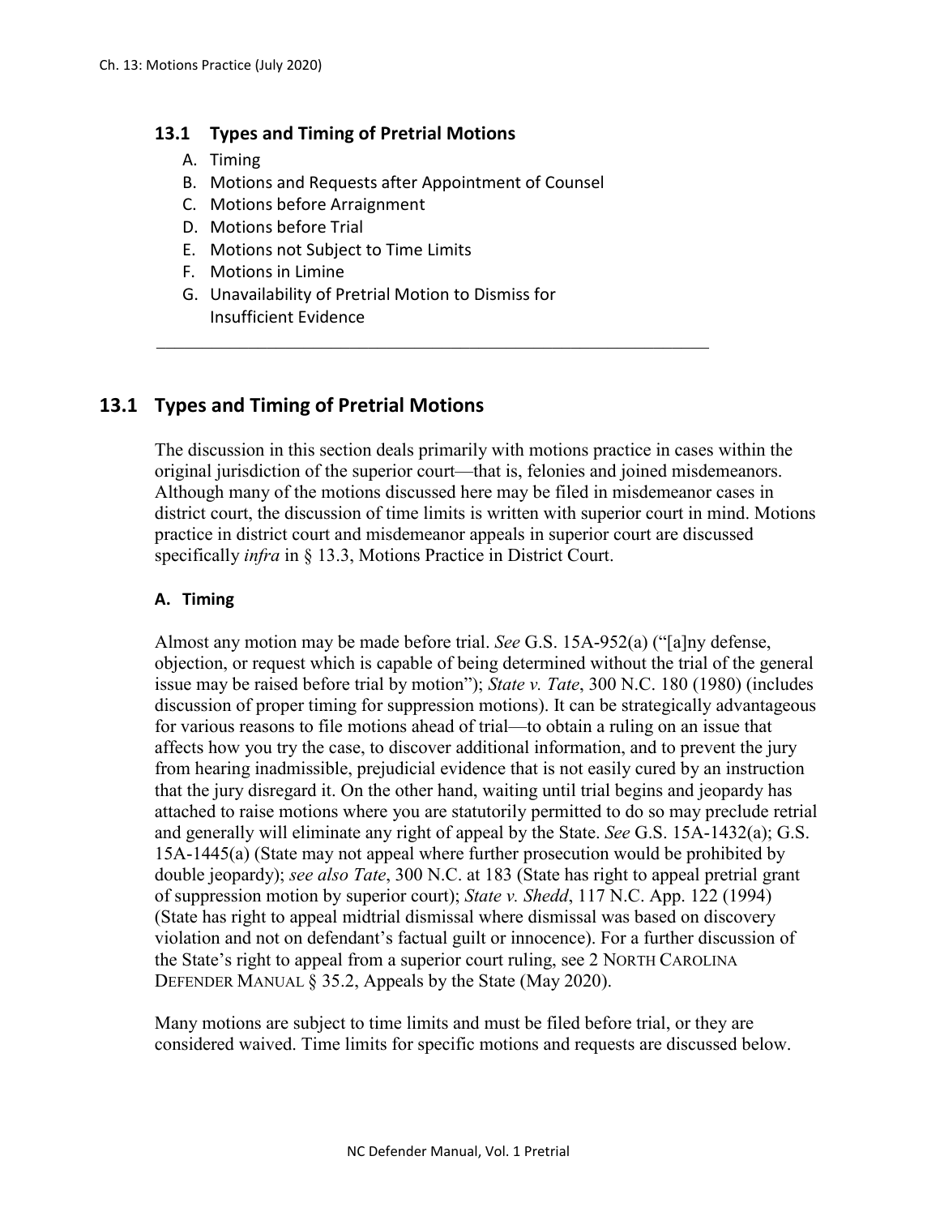## 13.1 Types and Timing of Pretrial Motions

A. Timing
B. Motions and Requests after Appointment of Counsel
C. Motions before Arraignment
D. Motions before Trial
E. Motions not Subject to Time Limits
F. Motions in Limine
G. Unavailability of Pretrial Motion to Dismiss for Insufficient Evidence

---

## 13.1 Types and Timing of Pretrial Motions

The discussion in this section deals primarily with motions practice in cases within the original jurisdiction of the superior court—that is, felonies and joined misdemeanors. Although many of the motions discussed here may be filed in misdemeanor cases in district court, the discussion of time limits is written with superior court in mind. Motions practice in district court and misdemeanor appeals in superior court are discussed specifically *infra* in § 13.3, Motions Practice in District Court.

### A. Timing

Almost any motion may be made before trial. *See* G.S. 15A-952(a) ("[a]ny defense, objection, or request which is capable of being determined without the trial of the general issue may be raised before trial by motion"); *State v. Tate*, 300 N.C. 180 (1980) (includes discussion of proper timing for suppression motions). It can be strategically advantageous for various reasons to file motions ahead of trial—to obtain a ruling on an issue that affects how you try the case, to discover additional information, and to prevent the jury from hearing inadmissible, prejudicial evidence that is not easily cured by an instruction that the jury disregard it. On the other hand, waiting until trial begins and jeopardy has attached to raise motions where you are statutorily permitted to do so may preclude retrial and generally will eliminate any right of appeal by the State. *See* G.S. 15A-1432(a); G.S. 15A-1445(a) (State may not appeal where further prosecution would be prohibited by double jeopardy); *see also Tate*, 300 N.C. at 183 (State has right to appeal pretrial grant of suppression motion by superior court); *State v. Shedd*, 117 N.C. App. 122 (1994) (State has right to appeal midtrial dismissal where dismissal was based on discovery violation and not on defendant's factual guilt or innocence). For a further discussion of the State's right to appeal from a superior court ruling, see 2 NORTH CAROLINA DEFENDER MANUAL § 35.2, Appeals by the State (May 2020).

Many motions are subject to time limits and must be filed before trial, or they are considered waived. Time limits for specific motions and requests are discussed below.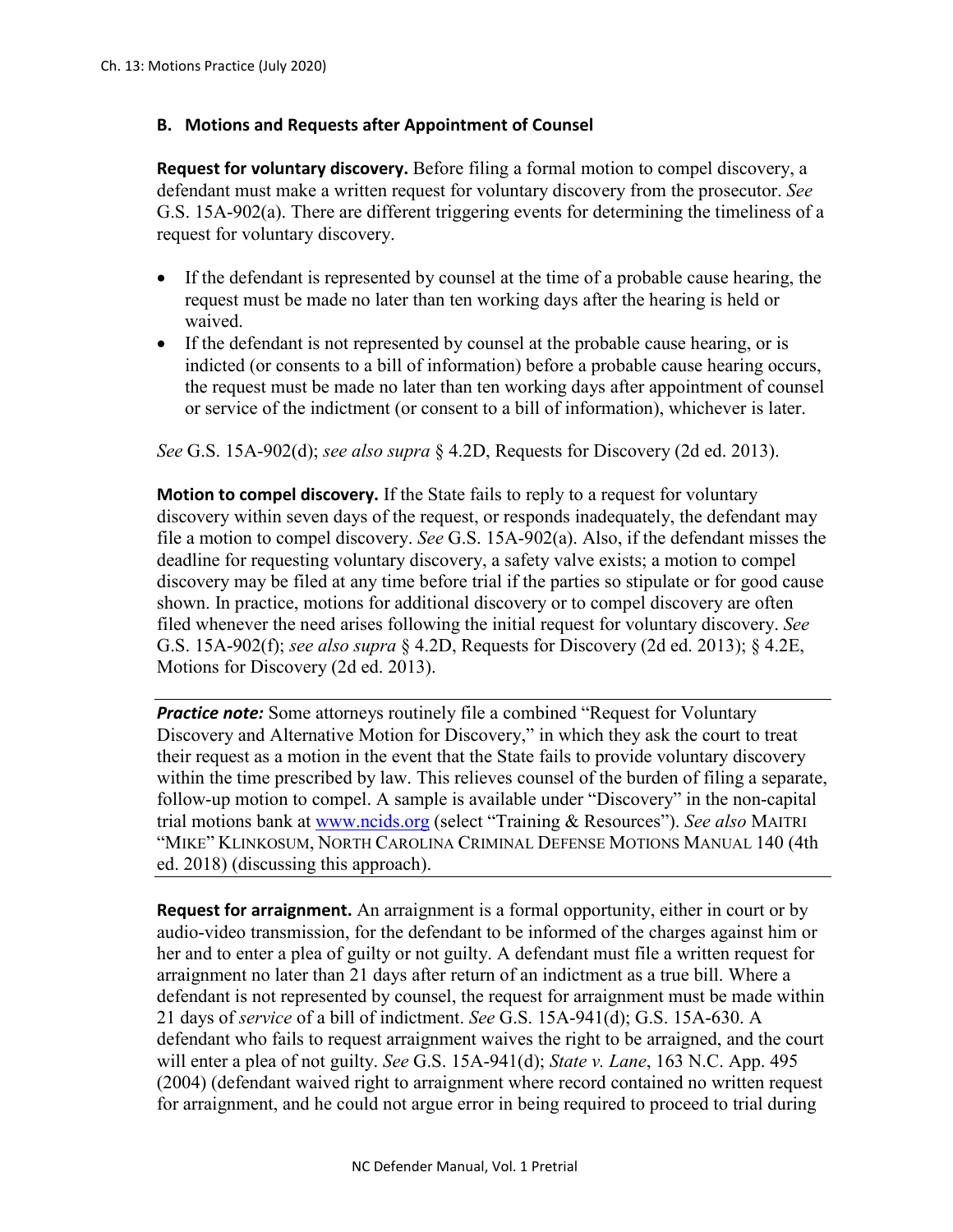## B. Motions and Requests after Appointment of Counsel

**Request for voluntary discovery.** Before filing a formal motion to compel discovery, a defendant must make a written request for voluntary discovery from the prosecutor. *See* G.S. 15A-902(a). There are different triggering events for determining the timeliness of a request for voluntary discovery.

- If the defendant is represented by counsel at the time of a probable cause hearing, the request must be made no later than ten working days after the hearing is held or waived.
- If the defendant is not represented by counsel at the probable cause hearing, or is indicted (or consents to a bill of information) before a probable cause hearing occurs, the request must be made no later than ten working days after appointment of counsel or service of the indictment (or consent to a bill of information), whichever is later.

*See* G.S. 15A-902(d); *see also supra* § 4.2D, Requests for Discovery (2d ed. 2013).

**Motion to compel discovery.** If the State fails to reply to a request for voluntary discovery within seven days of the request, or responds inadequately, the defendant may file a motion to compel discovery. *See* G.S. 15A-902(a). Also, if the defendant misses the deadline for requesting voluntary discovery, a safety valve exists; a motion to compel discovery may be filed at any time before trial if the parties so stipulate or for good cause shown. In practice, motions for additional discovery or to compel discovery are often filed whenever the need arises following the initial request for voluntary discovery. *See* G.S. 15A-902(f); *see also supra* § 4.2D, Requests for Discovery (2d ed. 2013); § 4.2E, Motions for Discovery (2d ed. 2013).

***Practice note:*** Some attorneys routinely file a combined "Request for Voluntary Discovery and Alternative Motion for Discovery," in which they ask the court to treat their request as a motion in the event that the State fails to provide voluntary discovery within the time prescribed by law. This relieves counsel of the burden of filing a separate, follow-up motion to compel. A sample is available under "Discovery" in the non-capital trial motions bank at [www.ncids.org](http://www.ncids.org) (select "Training & Resources"). *See also* MAITRI "MIKE" KLINKOSUM, NORTH CAROLINA CRIMINAL DEFENSE MOTIONS MANUAL 140 (4th ed. 2018) (discussing this approach).

**Request for arraignment.** An arraignment is a formal opportunity, either in court or by audio-video transmission, for the defendant to be informed of the charges against him or her and to enter a plea of guilty or not guilty. A defendant must file a written request for arraignment no later than 21 days after return of an indictment as a true bill. Where a defendant is not represented by counsel, the request for arraignment must be made within 21 days of *service* of a bill of indictment. *See* G.S. 15A-941(d); G.S. 15A-630. A defendant who fails to request arraignment waives the right to be arraigned, and the court will enter a plea of not guilty. *See* G.S. 15A-941(d); *State v. Lane*, 163 N.C. App. 495 (2004) (defendant waived right to arraignment where record contained no written request for arraignment, and he could not argue error in being required to proceed to trial during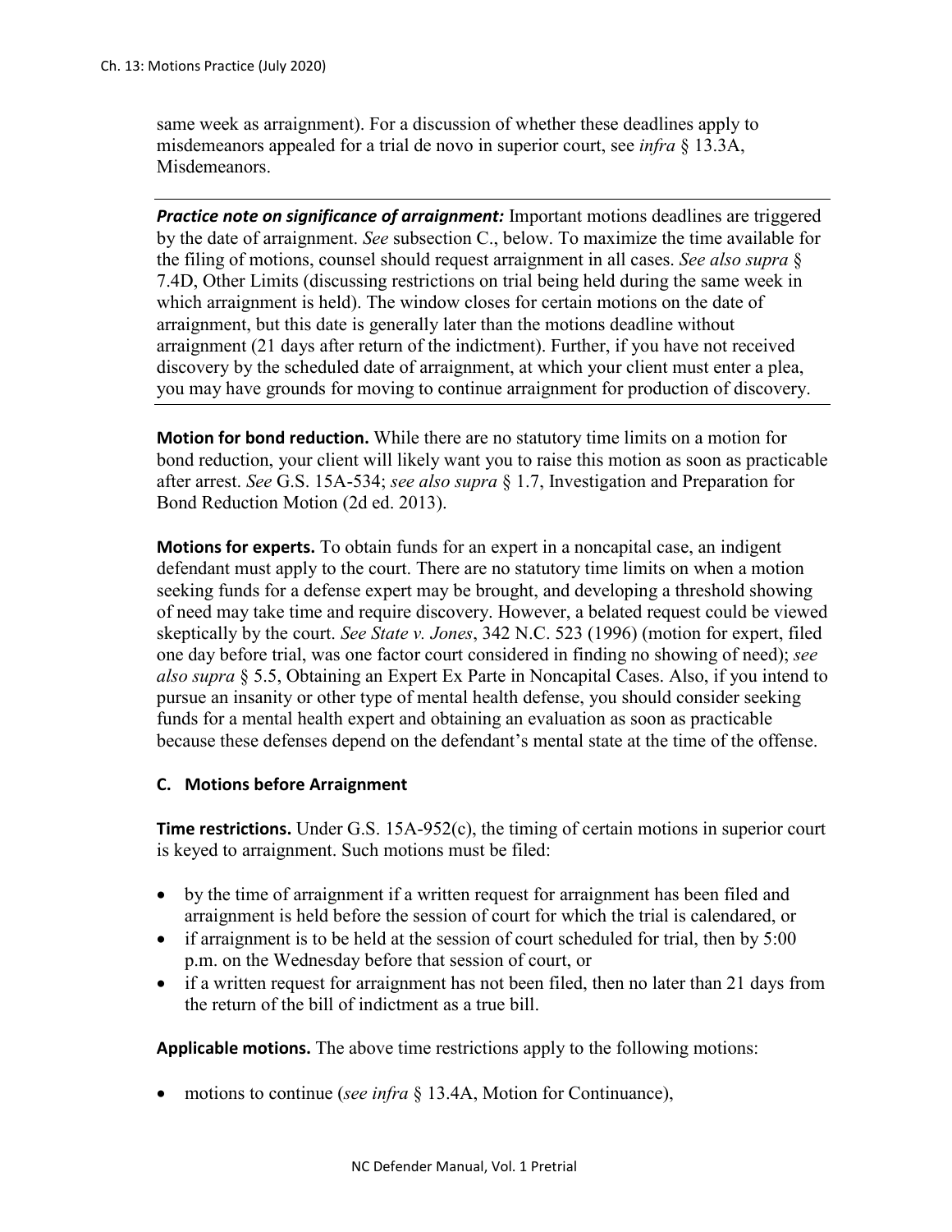same week as arraignment). For a discussion of whether these deadlines apply to misdemeanors appealed for a trial de novo in superior court, see *infra* § 13.3A, Misdemeanors.

---

***Practice note on significance of arraignment:*** Important motions deadlines are triggered by the date of arraignment. *See* subsection C., below. To maximize the time available for the filing of motions, counsel should request arraignment in all cases. *See also supra* § 7.4D, Other Limits (discussing restrictions on trial being held during the same week in which arraignment is held). The window closes for certain motions on the date of arraignment, but this date is generally later than the motions deadline without arraignment (21 days after return of the indictment). Further, if you have not received discovery by the scheduled date of arraignment, at which your client must enter a plea, you may have grounds for moving to continue arraignment for production of discovery.

---

**Motion for bond reduction.** While there are no statutory time limits on a motion for bond reduction, your client will likely want you to raise this motion as soon as practicable after arrest. *See* G.S. 15A-534; *see also supra* § 1.7, Investigation and Preparation for Bond Reduction Motion (2d ed. 2013).

**Motions for experts.** To obtain funds for an expert in a noncapital case, an indigent defendant must apply to the court. There are no statutory time limits on when a motion seeking funds for a defense expert may be brought, and developing a threshold showing of need may take time and require discovery. However, a belated request could be viewed skeptically by the court. *See State v. Jones*, 342 N.C. 523 (1996) (motion for expert, filed one day before trial, was one factor court considered in finding no showing of need); *see also supra* § 5.5, Obtaining an Expert Ex Parte in Noncapital Cases. Also, if you intend to pursue an insanity or other type of mental health defense, you should consider seeking funds for a mental health expert and obtaining an evaluation as soon as practicable because these defenses depend on the defendant's mental state at the time of the offense.

### C. Motions before Arraignment

**Time restrictions.** Under G.S. 15A-952(c), the timing of certain motions in superior court is keyed to arraignment. Such motions must be filed:

- by the time of arraignment if a written request for arraignment has been filed and arraignment is held before the session of court for which the trial is calendared, or
- if arraignment is to be held at the session of court scheduled for trial, then by 5:00 p.m. on the Wednesday before that session of court, or
- if a written request for arraignment has not been filed, then no later than 21 days from the return of the bill of indictment as a true bill.

**Applicable motions.** The above time restrictions apply to the following motions:

- motions to continue (*see infra* § 13.4A, Motion for Continuance),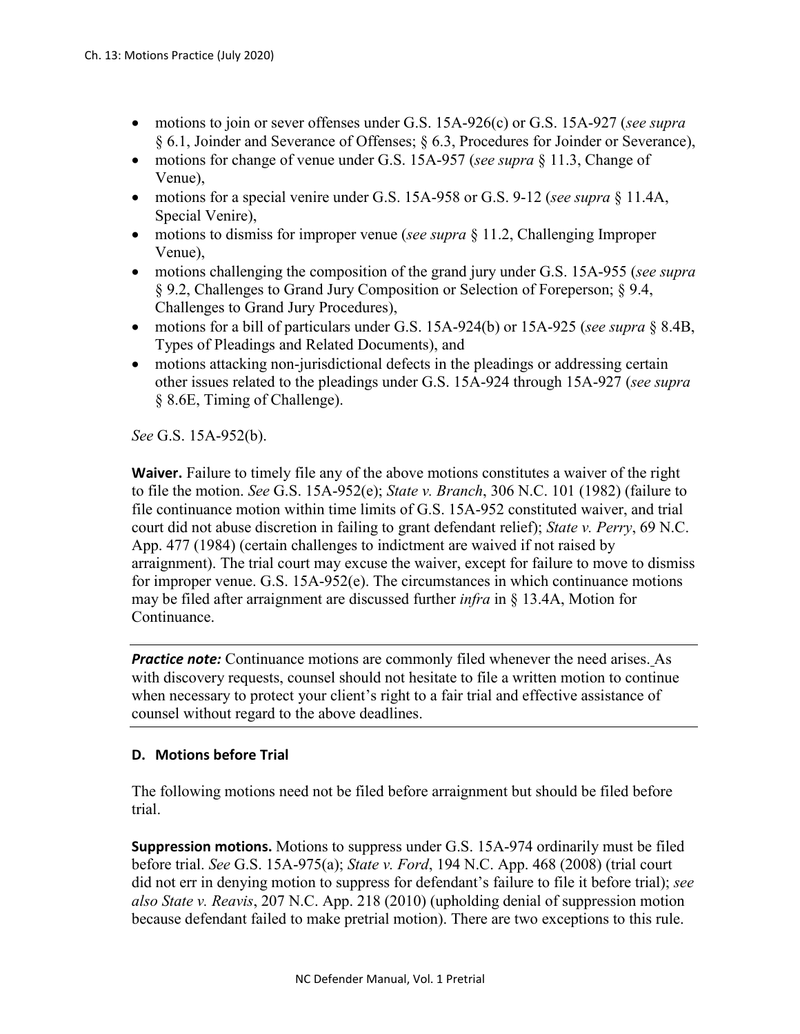- motions to join or sever offenses under G.S. 15A-926(c) or G.S. 15A-927 (*see supra* § 6.1, Joinder and Severance of Offenses; § 6.3, Procedures for Joinder or Severance),
- motions for change of venue under G.S. 15A-957 (*see supra* § 11.3, Change of Venue),
- motions for a special venire under G.S. 15A-958 or G.S. 9-12 (*see supra* § 11.4A, Special Venire),
- motions to dismiss for improper venue (*see supra* § 11.2, Challenging Improper Venue),
- motions challenging the composition of the grand jury under G.S. 15A-955 (*see supra* § 9.2, Challenges to Grand Jury Composition or Selection of Foreperson; § 9.4, Challenges to Grand Jury Procedures),
- motions for a bill of particulars under G.S. 15A-924(b) or 15A-925 (*see supra* § 8.4B, Types of Pleadings and Related Documents), and
- motions attacking non-jurisdictional defects in the pleadings or addressing certain other issues related to the pleadings under G.S. 15A-924 through 15A-927 (*see supra* § 8.6E, Timing of Challenge).

*See* G.S. 15A-952(b).

**Waiver.** Failure to timely file any of the above motions constitutes a waiver of the right to file the motion. *See* G.S. 15A-952(e); *State v. Branch*, 306 N.C. 101 (1982) (failure to file continuance motion within time limits of G.S. 15A-952 constituted waiver, and trial court did not abuse discretion in failing to grant defendant relief); *State v. Perry*, 69 N.C. App. 477 (1984) (certain challenges to indictment are waived if not raised by arraignment). The trial court may excuse the waiver, except for failure to move to dismiss for improper venue. G.S. 15A-952(e). The circumstances in which continuance motions may be filed after arraignment are discussed further *infra* in § 13.4A, Motion for Continuance.

***Practice note:*** Continuance motions are commonly filed whenever the need arises. As with discovery requests, counsel should not hesitate to file a written motion to continue when necessary to protect your client's right to a fair trial and effective assistance of counsel without regard to the above deadlines.

### D. Motions before Trial

The following motions need not be filed before arraignment but should be filed before trial.

**Suppression motions.** Motions to suppress under G.S. 15A-974 ordinarily must be filed before trial. *See* G.S. 15A-975(a); *State v. Ford*, 194 N.C. App. 468 (2008) (trial court did not err in denying motion to suppress for defendant's failure to file it before trial); *see also State v. Reavis*, 207 N.C. App. 218 (2010) (upholding denial of suppression motion because defendant failed to make pretrial motion). There are two exceptions to this rule.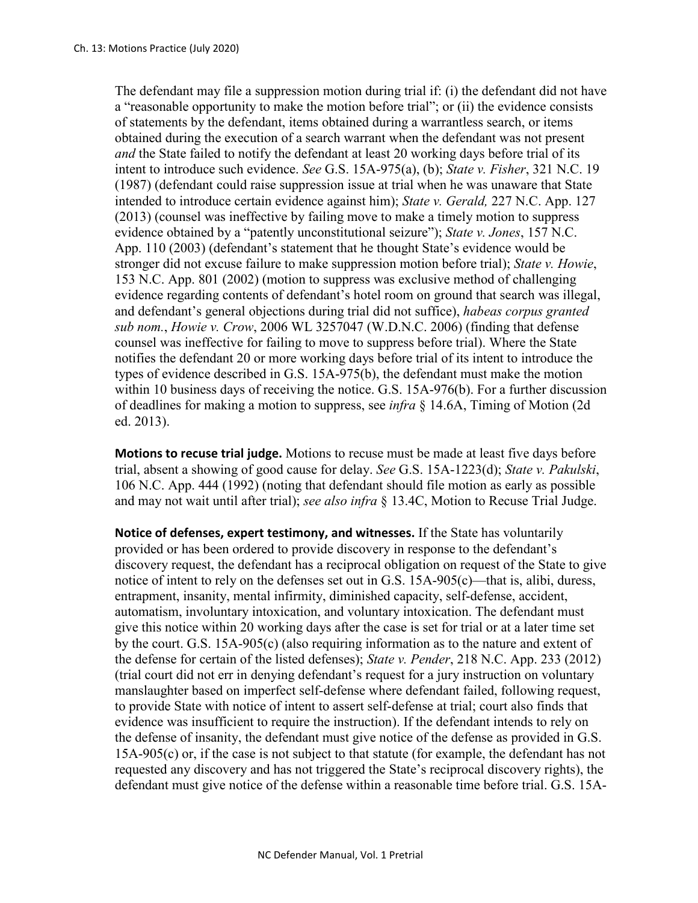The defendant may file a suppression motion during trial if: (i) the defendant did not have a "reasonable opportunity to make the motion before trial"; or (ii) the evidence consists of statements by the defendant, items obtained during a warrantless search, or items obtained during the execution of a search warrant when the defendant was not present *and* the State failed to notify the defendant at least 20 working days before trial of its intent to introduce such evidence. *See* G.S. 15A-975(a), (b); *State v. Fisher*, 321 N.C. 19 (1987) (defendant could raise suppression issue at trial when he was unaware that State intended to introduce certain evidence against him); *State v. Gerald,* 227 N.C. App. 127 (2013) (counsel was ineffective by failing move to make a timely motion to suppress evidence obtained by a "patently unconstitutional seizure"); *State v. Jones*, 157 N.C. App. 110 (2003) (defendant's statement that he thought State's evidence would be stronger did not excuse failure to make suppression motion before trial); *State v. Howie*, 153 N.C. App. 801 (2002) (motion to suppress was exclusive method of challenging evidence regarding contents of defendant's hotel room on ground that search was illegal, and defendant's general objections during trial did not suffice), *habeas corpus granted sub nom.*, *Howie v. Crow*, 2006 WL 3257047 (W.D.N.C. 2006) (finding that defense counsel was ineffective for failing to move to suppress before trial). Where the State notifies the defendant 20 or more working days before trial of its intent to introduce the types of evidence described in G.S. 15A-975(b), the defendant must make the motion within 10 business days of receiving the notice. G.S. 15A-976(b). For a further discussion of deadlines for making a motion to suppress, see *infra* § 14.6A, Timing of Motion (2d ed. 2013).

**Motions to recuse trial judge.** Motions to recuse must be made at least five days before trial, absent a showing of good cause for delay. *See* G.S. 15A-1223(d); *State v. Pakulski*, 106 N.C. App. 444 (1992) (noting that defendant should file motion as early as possible and may not wait until after trial); *see also infra* § 13.4C, Motion to Recuse Trial Judge.

**Notice of defenses, expert testimony, and witnesses.** If the State has voluntarily provided or has been ordered to provide discovery in response to the defendant's discovery request, the defendant has a reciprocal obligation on request of the State to give notice of intent to rely on the defenses set out in G.S. 15A-905(c)—that is, alibi, duress, entrapment, insanity, mental infirmity, diminished capacity, self-defense, accident, automatism, involuntary intoxication, and voluntary intoxication. The defendant must give this notice within 20 working days after the case is set for trial or at a later time set by the court. G.S. 15A-905(c) (also requiring information as to the nature and extent of the defense for certain of the listed defenses); *State v. Pender*, 218 N.C. App. 233 (2012) (trial court did not err in denying defendant's request for a jury instruction on voluntary manslaughter based on imperfect self-defense where defendant failed, following request, to provide State with notice of intent to assert self-defense at trial; court also finds that evidence was insufficient to require the instruction). If the defendant intends to rely on the defense of insanity, the defendant must give notice of the defense as provided in G.S. 15A-905(c) or, if the case is not subject to that statute (for example, the defendant has not requested any discovery and has not triggered the State's reciprocal discovery rights), the defendant must give notice of the defense within a reasonable time before trial. G.S. 15A-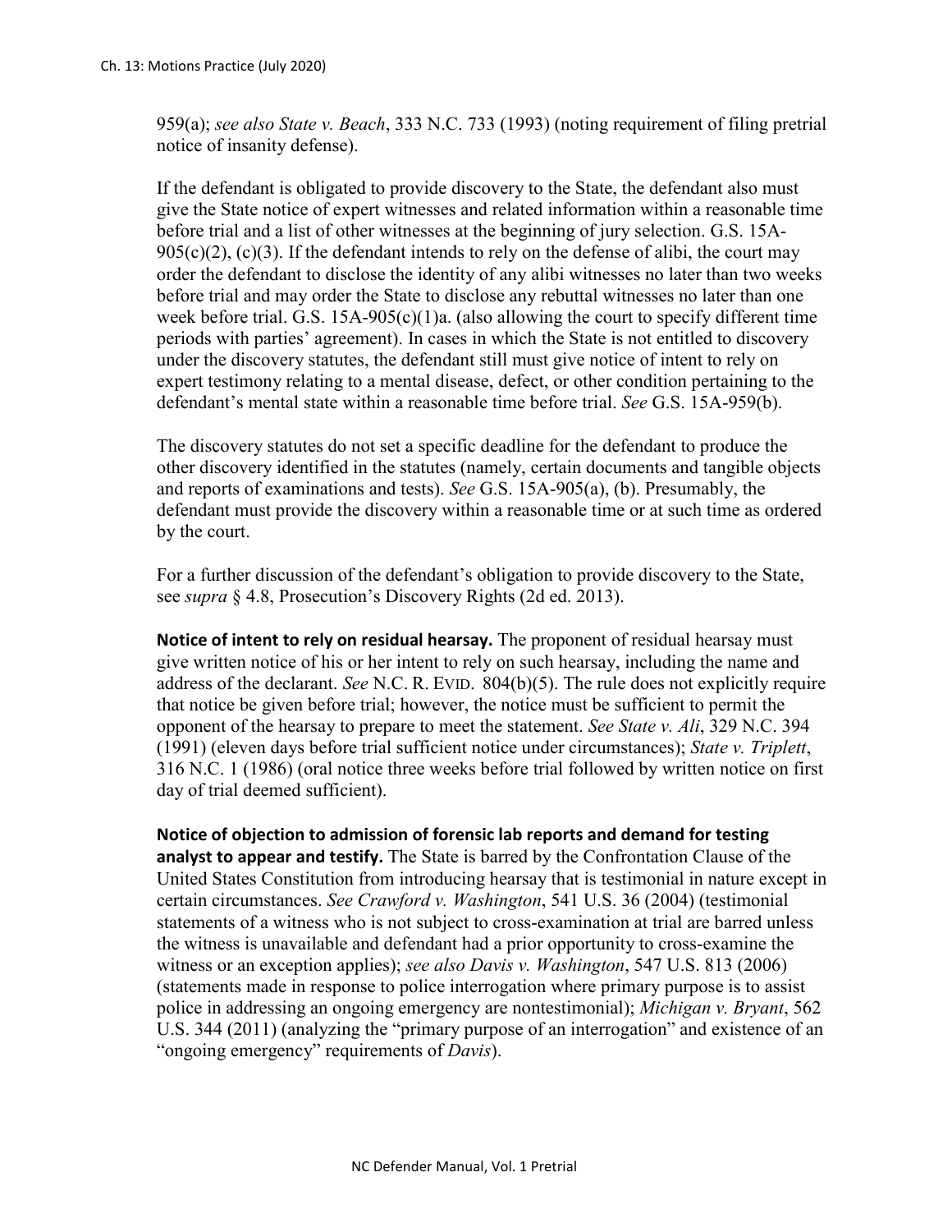959(a); *see also State v. Beach*, 333 N.C. 733 (1993) (noting requirement of filing pretrial notice of insanity defense).

If the defendant is obligated to provide discovery to the State, the defendant also must give the State notice of expert witnesses and related information within a reasonable time before trial and a list of other witnesses at the beginning of jury selection. G.S. 15A-905(c)(2), (c)(3). If the defendant intends to rely on the defense of alibi, the court may order the defendant to disclose the identity of any alibi witnesses no later than two weeks before trial and may order the State to disclose any rebuttal witnesses no later than one week before trial. G.S. 15A-905(c)(1)a. (also allowing the court to specify different time periods with parties' agreement). In cases in which the State is not entitled to discovery under the discovery statutes, the defendant still must give notice of intent to rely on expert testimony relating to a mental disease, defect, or other condition pertaining to the defendant's mental state within a reasonable time before trial. *See* G.S. 15A-959(b).

The discovery statutes do not set a specific deadline for the defendant to produce the other discovery identified in the statutes (namely, certain documents and tangible objects and reports of examinations and tests). *See* G.S. 15A-905(a), (b). Presumably, the defendant must provide the discovery within a reasonable time or at such time as ordered by the court.

For a further discussion of the defendant's obligation to provide discovery to the State, see *supra* § 4.8, Prosecution's Discovery Rights (2d ed. 2013).

**Notice of intent to rely on residual hearsay.** The proponent of residual hearsay must give written notice of his or her intent to rely on such hearsay, including the name and address of the declarant. *See* N.C. R. EVID. 804(b)(5). The rule does not explicitly require that notice be given before trial; however, the notice must be sufficient to permit the opponent of the hearsay to prepare to meet the statement. *See State v. Ali*, 329 N.C. 394 (1991) (eleven days before trial sufficient notice under circumstances); *State v. Triplett*, 316 N.C. 1 (1986) (oral notice three weeks before trial followed by written notice on first day of trial deemed sufficient).

**Notice of objection to admission of forensic lab reports and demand for testing analyst to appear and testify.** The State is barred by the Confrontation Clause of the United States Constitution from introducing hearsay that is testimonial in nature except in certain circumstances. *See Crawford v. Washington*, 541 U.S. 36 (2004) (testimonial statements of a witness who is not subject to cross-examination at trial are barred unless the witness is unavailable and defendant had a prior opportunity to cross-examine the witness or an exception applies); *see also Davis v. Washington*, 547 U.S. 813 (2006) (statements made in response to police interrogation where primary purpose is to assist police in addressing an ongoing emergency are nontestimonial); *Michigan v. Bryant*, 562 U.S. 344 (2011) (analyzing the "primary purpose of an interrogation" and existence of an "ongoing emergency" requirements of *Davis*).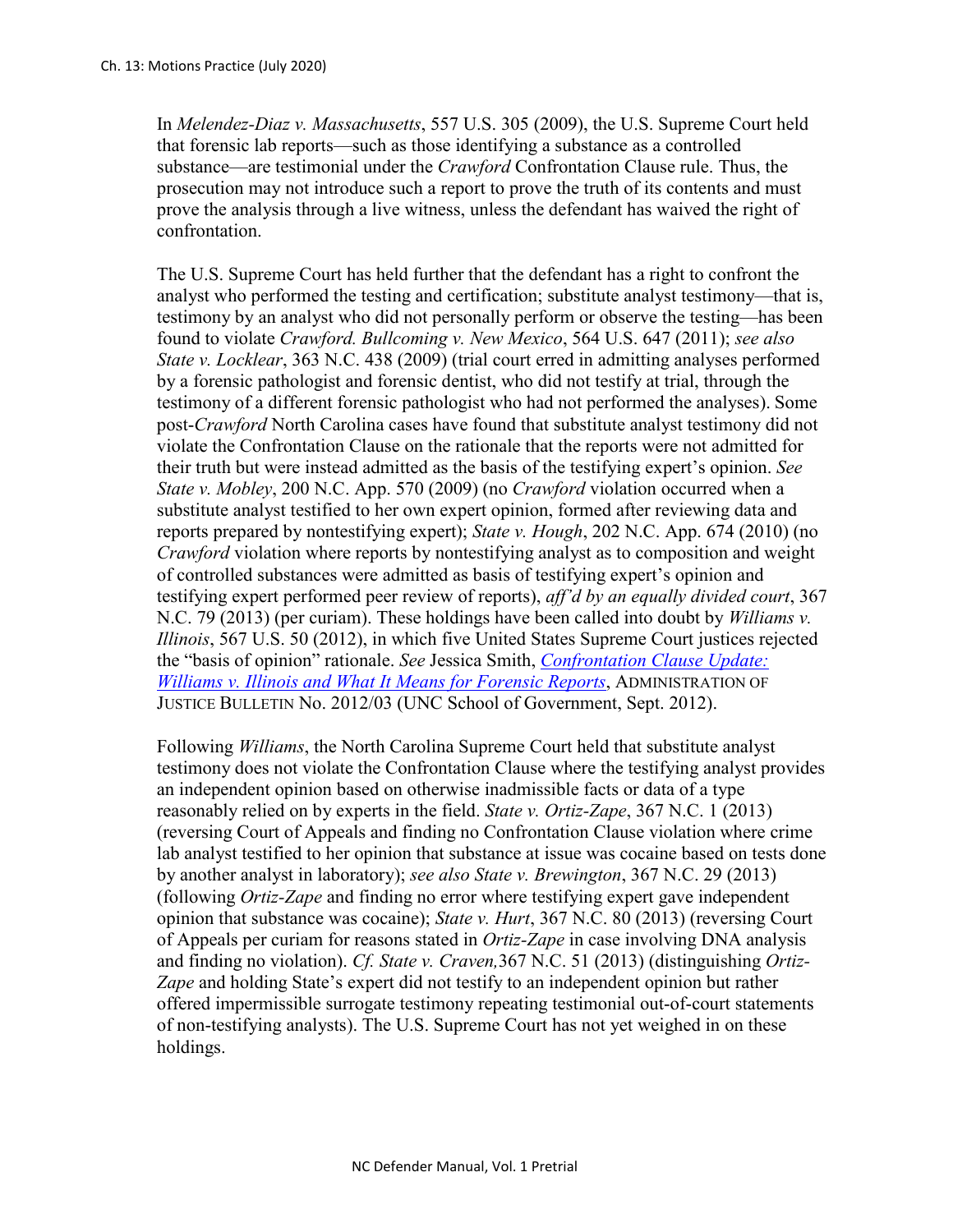In *Melendez-Diaz v. Massachusetts*, 557 U.S. 305 (2009), the U.S. Supreme Court held that forensic lab reports—such as those identifying a substance as a controlled substance—are testimonial under the *Crawford* Confrontation Clause rule. Thus, the prosecution may not introduce such a report to prove the truth of its contents and must prove the analysis through a live witness, unless the defendant has waived the right of confrontation.

The U.S. Supreme Court has held further that the defendant has a right to confront the analyst who performed the testing and certification; substitute analyst testimony—that is, testimony by an analyst who did not personally perform or observe the testing—has been found to violate *Crawford. Bullcoming v. New Mexico*, 564 U.S. 647 (2011); *see also State v. Locklear*, 363 N.C. 438 (2009) (trial court erred in admitting analyses performed by a forensic pathologist and forensic dentist, who did not testify at trial, through the testimony of a different forensic pathologist who had not performed the analyses). Some post-*Crawford* North Carolina cases have found that substitute analyst testimony did not violate the Confrontation Clause on the rationale that the reports were not admitted for their truth but were instead admitted as the basis of the testifying expert's opinion. *See State v. Mobley*, 200 N.C. App. 570 (2009) (no *Crawford* violation occurred when a substitute analyst testified to her own expert opinion, formed after reviewing data and reports prepared by nontestifying expert); *State v. Hough*, 202 N.C. App. 674 (2010) (no *Crawford* violation where reports by nontestifying analyst as to composition and weight of controlled substances were admitted as basis of testifying expert's opinion and testifying expert performed peer review of reports), *aff'd by an equally divided court*, 367 N.C. 79 (2013) (per curiam). These holdings have been called into doubt by *Williams v. Illinois*, 567 U.S. 50 (2012), in which five United States Supreme Court justices rejected the "basis of opinion" rationale. *See* Jessica Smith, *Confrontation Clause Update: Williams v. Illinois and What It Means for Forensic Reports*, ADMINISTRATION OF JUSTICE BULLETIN No. 2012/03 (UNC School of Government, Sept. 2012).

Following *Williams*, the North Carolina Supreme Court held that substitute analyst testimony does not violate the Confrontation Clause where the testifying analyst provides an independent opinion based on otherwise inadmissible facts or data of a type reasonably relied on by experts in the field. *State v. Ortiz-Zape*, 367 N.C. 1 (2013) (reversing Court of Appeals and finding no Confrontation Clause violation where crime lab analyst testified to her opinion that substance at issue was cocaine based on tests done by another analyst in laboratory); *see also State v. Brewington*, 367 N.C. 29 (2013) (following *Ortiz-Zape* and finding no error where testifying expert gave independent opinion that substance was cocaine); *State v. Hurt*, 367 N.C. 80 (2013) (reversing Court of Appeals per curiam for reasons stated in *Ortiz-Zape* in case involving DNA analysis and finding no violation). *Cf. State v. Craven,*367 N.C. 51 (2013) (distinguishing *Ortiz-Zape* and holding State's expert did not testify to an independent opinion but rather offered impermissible surrogate testimony repeating testimonial out-of-court statements of non-testifying analysts). The U.S. Supreme Court has not yet weighed in on these holdings.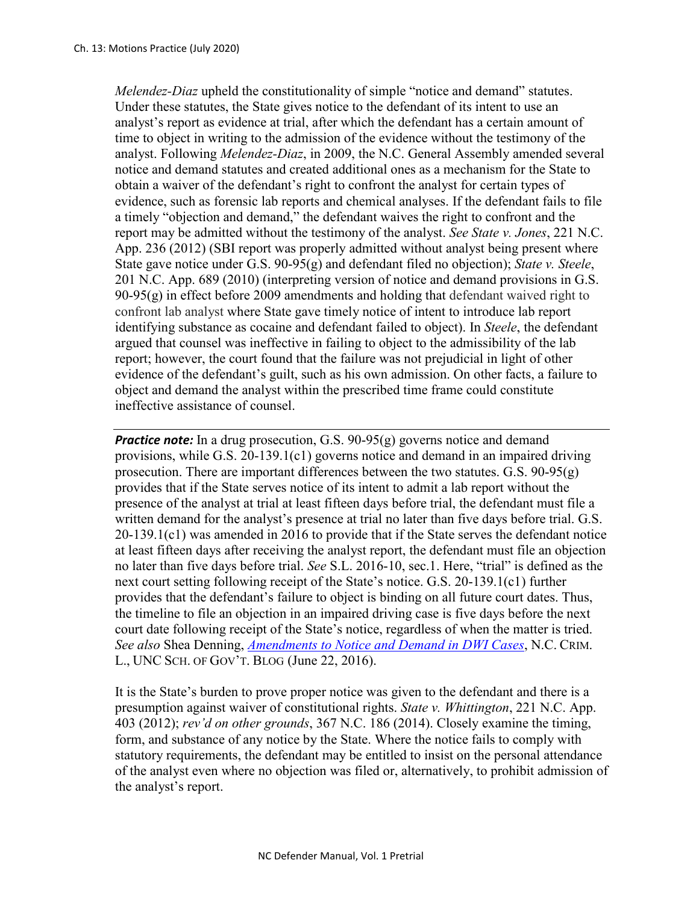*Melendez-Diaz* upheld the constitutionality of simple "notice and demand" statutes. Under these statutes, the State gives notice to the defendant of its intent to use an analyst's report as evidence at trial, after which the defendant has a certain amount of time to object in writing to the admission of the evidence without the testimony of the analyst. Following *Melendez-Diaz*, in 2009, the N.C. General Assembly amended several notice and demand statutes and created additional ones as a mechanism for the State to obtain a waiver of the defendant's right to confront the analyst for certain types of evidence, such as forensic lab reports and chemical analyses. If the defendant fails to file a timely "objection and demand," the defendant waives the right to confront and the report may be admitted without the testimony of the analyst. *See State v. Jones*, 221 N.C. App. 236 (2012) (SBI report was properly admitted without analyst being present where State gave notice under G.S. 90-95(g) and defendant filed no objection); *State v. Steele*, 201 N.C. App. 689 (2010) (interpreting version of notice and demand provisions in G.S. 90-95(g) in effect before 2009 amendments and holding that defendant waived right to confront lab analyst where State gave timely notice of intent to introduce lab report identifying substance as cocaine and defendant failed to object). In *Steele*, the defendant argued that counsel was ineffective in failing to object to the admissibility of the lab report; however, the court found that the failure was not prejudicial in light of other evidence of the defendant's guilt, such as his own admission. On other facts, a failure to object and demand the analyst within the prescribed time frame could constitute ineffective assistance of counsel.

---

***Practice note:*** In a drug prosecution, G.S. 90-95(g) governs notice and demand provisions, while G.S. 20-139.1(c1) governs notice and demand in an impaired driving prosecution. There are important differences between the two statutes. G.S. 90-95(g) provides that if the State serves notice of its intent to admit a lab report without the presence of the analyst at trial at least fifteen days before trial, the defendant must file a written demand for the analyst's presence at trial no later than five days before trial. G.S. 20-139.1(c1) was amended in 2016 to provide that if the State serves the defendant notice at least fifteen days after receiving the analyst report, the defendant must file an objection no later than five days before trial. *See* S.L. 2016-10, sec.1. Here, "trial" is defined as the next court setting following receipt of the State's notice. G.S. 20-139.1(c1) further provides that the defendant's failure to object is binding on all future court dates. Thus, the timeline to file an objection in an impaired driving case is five days before the next court date following receipt of the State's notice, regardless of when the matter is tried. *See also* Shea Denning, *Amendments to Notice and Demand in DWI Cases*, N.C. CRIM. L., UNC SCH. OF GOV'T. BLOG (June 22, 2016).

It is the State's burden to prove proper notice was given to the defendant and there is a presumption against waiver of constitutional rights. *State v. Whittington*, 221 N.C. App. 403 (2012); *rev'd on other grounds*, 367 N.C. 186 (2014). Closely examine the timing, form, and substance of any notice by the State. Where the notice fails to comply with statutory requirements, the defendant may be entitled to insist on the personal attendance of the analyst even where no objection was filed or, alternatively, to prohibit admission of the analyst's report.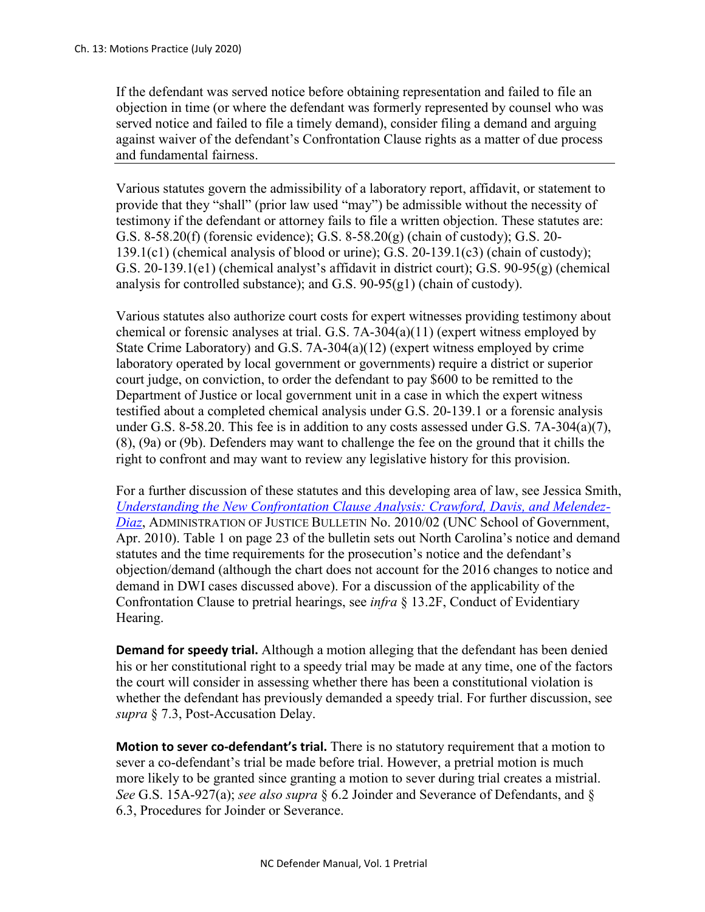If the defendant was served notice before obtaining representation and failed to file an objection in time (or where the defendant was formerly represented by counsel who was served notice and failed to file a timely demand), consider filing a demand and arguing against waiver of the defendant's Confrontation Clause rights as a matter of due process and fundamental fairness.

---

Various statutes govern the admissibility of a laboratory report, affidavit, or statement to provide that they "shall" (prior law used "may") be admissible without the necessity of testimony if the defendant or attorney fails to file a written objection. These statutes are: G.S. 8-58.20(f) (forensic evidence); G.S. 8-58.20(g) (chain of custody); G.S. 20-139.1(c1) (chemical analysis of blood or urine); G.S. 20-139.1(c3) (chain of custody); G.S. 20-139.1(e1) (chemical analyst's affidavit in district court); G.S. 90-95(g) (chemical analysis for controlled substance); and G.S. 90-95(g1) (chain of custody).

Various statutes also authorize court costs for expert witnesses providing testimony about chemical or forensic analyses at trial. G.S. 7A-304(a)(11) (expert witness employed by State Crime Laboratory) and G.S. 7A-304(a)(12) (expert witness employed by crime laboratory operated by local government or governments) require a district or superior court judge, on conviction, to order the defendant to pay $600 to be remitted to the Department of Justice or local government unit in a case in which the expert witness testified about a completed chemical analysis under G.S. 20-139.1 or a forensic analysis under G.S. 8-58.20. This fee is in addition to any costs assessed under G.S. 7A-304(a)(7), (8), (9a) or (9b). Defenders may want to challenge the fee on the ground that it chills the right to confront and may want to review any legislative history for this provision.

For a further discussion of these statutes and this developing area of law, see Jessica Smith, *Understanding the New Confrontation Clause Analysis: Crawford, Davis, and Melendez-Diaz*, ADMINISTRATION OF JUSTICE BULLETIN No. 2010/02 (UNC School of Government, Apr. 2010). Table 1 on page 23 of the bulletin sets out North Carolina's notice and demand statutes and the time requirements for the prosecution's notice and the defendant's objection/demand (although the chart does not account for the 2016 changes to notice and demand in DWI cases discussed above). For a discussion of the applicability of the Confrontation Clause to pretrial hearings, see *infra* § 13.2F, Conduct of Evidentiary Hearing.

**Demand for speedy trial.** Although a motion alleging that the defendant has been denied his or her constitutional right to a speedy trial may be made at any time, one of the factors the court will consider in assessing whether there has been a constitutional violation is whether the defendant has previously demanded a speedy trial. For further discussion, see *supra* § 7.3, Post-Accusation Delay.

**Motion to sever co-defendant's trial.** There is no statutory requirement that a motion to sever a co-defendant's trial be made before trial. However, a pretrial motion is much more likely to be granted since granting a motion to sever during trial creates a mistrial. *See* G.S. 15A-927(a); *see also supra* § 6.2 Joinder and Severance of Defendants, and § 6.3, Procedures for Joinder or Severance.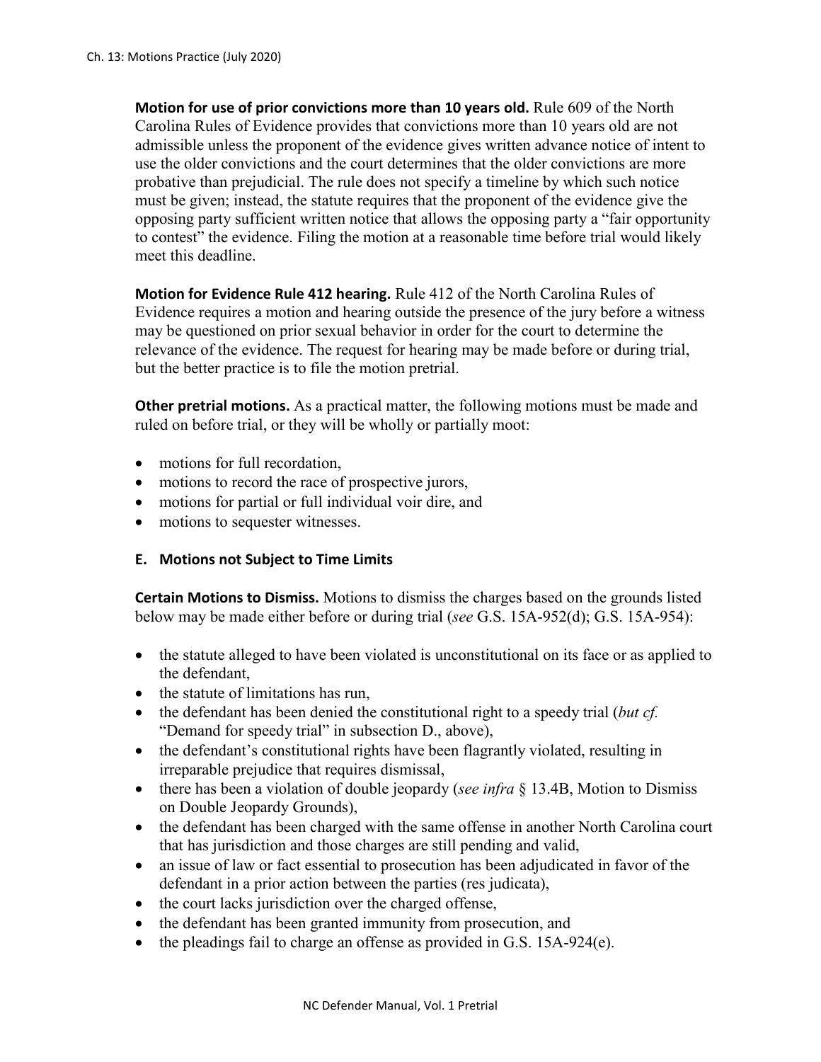**Motion for use of prior convictions more than 10 years old.** Rule 609 of the North Carolina Rules of Evidence provides that convictions more than 10 years old are not admissible unless the proponent of the evidence gives written advance notice of intent to use the older convictions and the court determines that the older convictions are more probative than prejudicial. The rule does not specify a timeline by which such notice must be given; instead, the statute requires that the proponent of the evidence give the opposing party sufficient written notice that allows the opposing party a "fair opportunity to contest" the evidence. Filing the motion at a reasonable time before trial would likely meet this deadline.

**Motion for Evidence Rule 412 hearing.** Rule 412 of the North Carolina Rules of Evidence requires a motion and hearing outside the presence of the jury before a witness may be questioned on prior sexual behavior in order for the court to determine the relevance of the evidence. The request for hearing may be made before or during trial, but the better practice is to file the motion pretrial.

**Other pretrial motions.** As a practical matter, the following motions must be made and ruled on before trial, or they will be wholly or partially moot:

- motions for full recordation,
- motions to record the race of prospective jurors,
- motions for partial or full individual voir dire, and
- motions to sequester witnesses.

### E. Motions not Subject to Time Limits

**Certain Motions to Dismiss.** Motions to dismiss the charges based on the grounds listed below may be made either before or during trial (*see* G.S. 15A-952(d); G.S. 15A-954):

- the statute alleged to have been violated is unconstitutional on its face or as applied to the defendant,
- the statute of limitations has run,
- the defendant has been denied the constitutional right to a speedy trial (*but cf.* "Demand for speedy trial" in subsection D., above),
- the defendant's constitutional rights have been flagrantly violated, resulting in irreparable prejudice that requires dismissal,
- there has been a violation of double jeopardy (*see infra* § 13.4B, Motion to Dismiss on Double Jeopardy Grounds),
- the defendant has been charged with the same offense in another North Carolina court that has jurisdiction and those charges are still pending and valid,
- an issue of law or fact essential to prosecution has been adjudicated in favor of the defendant in a prior action between the parties (res judicata),
- the court lacks jurisdiction over the charged offense,
- the defendant has been granted immunity from prosecution, and
- the pleadings fail to charge an offense as provided in G.S. 15A-924(e).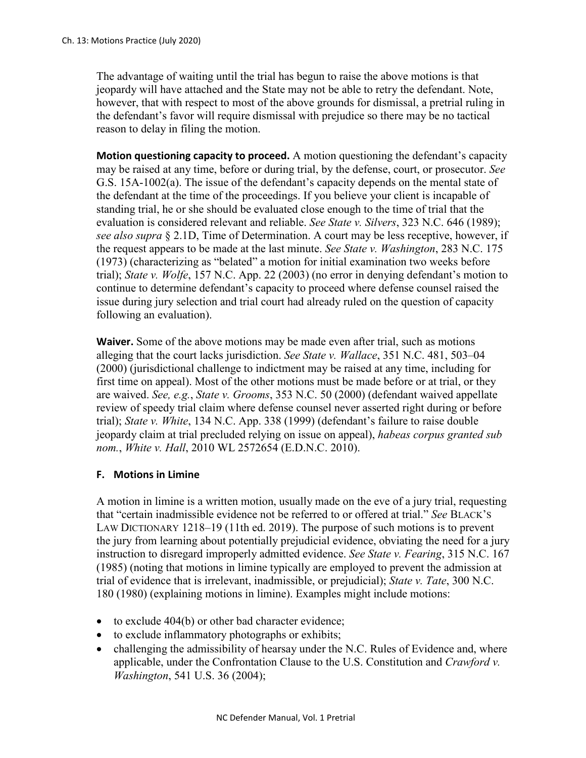The advantage of waiting until the trial has begun to raise the above motions is that jeopardy will have attached and the State may not be able to retry the defendant. Note, however, that with respect to most of the above grounds for dismissal, a pretrial ruling in the defendant's favor will require dismissal with prejudice so there may be no tactical reason to delay in filing the motion.

**Motion questioning capacity to proceed.** A motion questioning the defendant's capacity may be raised at any time, before or during trial, by the defense, court, or prosecutor. *See* G.S. 15A-1002(a). The issue of the defendant's capacity depends on the mental state of the defendant at the time of the proceedings. If you believe your client is incapable of standing trial, he or she should be evaluated close enough to the time of trial that the evaluation is considered relevant and reliable. *See State v. Silvers*, 323 N.C. 646 (1989); *see also supra* § 2.1D, Time of Determination. A court may be less receptive, however, if the request appears to be made at the last minute. *See State v. Washington*, 283 N.C. 175 (1973) (characterizing as "belated" a motion for initial examination two weeks before trial); *State v. Wolfe*, 157 N.C. App. 22 (2003) (no error in denying defendant's motion to continue to determine defendant's capacity to proceed where defense counsel raised the issue during jury selection and trial court had already ruled on the question of capacity following an evaluation).

**Waiver.** Some of the above motions may be made even after trial, such as motions alleging that the court lacks jurisdiction. *See State v. Wallace*, 351 N.C. 481, 503–04 (2000) (jurisdictional challenge to indictment may be raised at any time, including for first time on appeal). Most of the other motions must be made before or at trial, or they are waived. *See, e.g.*, *State v. Grooms*, 353 N.C. 50 (2000) (defendant waived appellate review of speedy trial claim where defense counsel never asserted right during or before trial); *State v. White*, 134 N.C. App. 338 (1999) (defendant's failure to raise double jeopardy claim at trial precluded relying on issue on appeal), *habeas corpus granted sub nom.*, *White v. Hall*, 2010 WL 2572654 (E.D.N.C. 2010).

## F. Motions in Limine

A motion in limine is a written motion, usually made on the eve of a jury trial, requesting that "certain inadmissible evidence not be referred to or offered at trial." *See* BLACK'S LAW DICTIONARY 1218–19 (11th ed. 2019). The purpose of such motions is to prevent the jury from learning about potentially prejudicial evidence, obviating the need for a jury instruction to disregard improperly admitted evidence. *See State v. Fearing*, 315 N.C. 167 (1985) (noting that motions in limine typically are employed to prevent the admission at trial of evidence that is irrelevant, inadmissible, or prejudicial); *State v. Tate*, 300 N.C. 180 (1980) (explaining motions in limine). Examples might include motions:

- to exclude 404(b) or other bad character evidence;
- to exclude inflammatory photographs or exhibits;
- challenging the admissibility of hearsay under the N.C. Rules of Evidence and, where applicable, under the Confrontation Clause to the U.S. Constitution and *Crawford v. Washington*, 541 U.S. 36 (2004);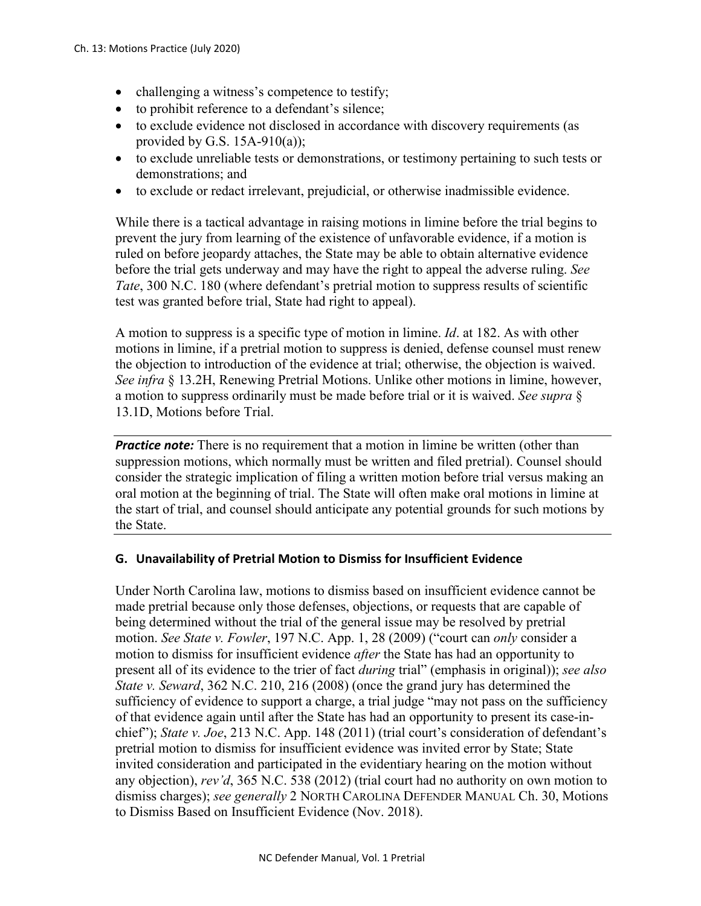- challenging a witness's competence to testify;
- to prohibit reference to a defendant's silence;
- to exclude evidence not disclosed in accordance with discovery requirements (as provided by G.S. 15A-910(a));
- to exclude unreliable tests or demonstrations, or testimony pertaining to such tests or demonstrations; and
- to exclude or redact irrelevant, prejudicial, or otherwise inadmissible evidence.

While there is a tactical advantage in raising motions in limine before the trial begins to prevent the jury from learning of the existence of unfavorable evidence, if a motion is ruled on before jeopardy attaches, the State may be able to obtain alternative evidence before the trial gets underway and may have the right to appeal the adverse ruling. *See Tate*, 300 N.C. 180 (where defendant's pretrial motion to suppress results of scientific test was granted before trial, State had right to appeal).

A motion to suppress is a specific type of motion in limine. *Id*. at 182. As with other motions in limine, if a pretrial motion to suppress is denied, defense counsel must renew the objection to introduction of the evidence at trial; otherwise, the objection is waived. *See infra* § 13.2H, Renewing Pretrial Motions. Unlike other motions in limine, however, a motion to suppress ordinarily must be made before trial or it is waived. *See supra* § 13.1D, Motions before Trial.

***Practice note:*** There is no requirement that a motion in limine be written (other than suppression motions, which normally must be written and filed pretrial). Counsel should consider the strategic implication of filing a written motion before trial versus making an oral motion at the beginning of trial. The State will often make oral motions in limine at the start of trial, and counsel should anticipate any potential grounds for such motions by the State.

### G. Unavailability of Pretrial Motion to Dismiss for Insufficient Evidence

Under North Carolina law, motions to dismiss based on insufficient evidence cannot be made pretrial because only those defenses, objections, or requests that are capable of being determined without the trial of the general issue may be resolved by pretrial motion. *See State v. Fowler*, 197 N.C. App. 1, 28 (2009) ("court can *only* consider a motion to dismiss for insufficient evidence *after* the State has had an opportunity to present all of its evidence to the trier of fact *during* trial" (emphasis in original)); *see also State v. Seward*, 362 N.C. 210, 216 (2008) (once the grand jury has determined the sufficiency of evidence to support a charge, a trial judge "may not pass on the sufficiency of that evidence again until after the State has had an opportunity to present its case-in-chief"); *State v. Joe*, 213 N.C. App. 148 (2011) (trial court's consideration of defendant's pretrial motion to dismiss for insufficient evidence was invited error by State; State invited consideration and participated in the evidentiary hearing on the motion without any objection), *rev'd*, 365 N.C. 538 (2012) (trial court had no authority on own motion to dismiss charges); *see generally* 2 NORTH CAROLINA DEFENDER MANUAL Ch. 30, Motions to Dismiss Based on Insufficient Evidence (Nov. 2018).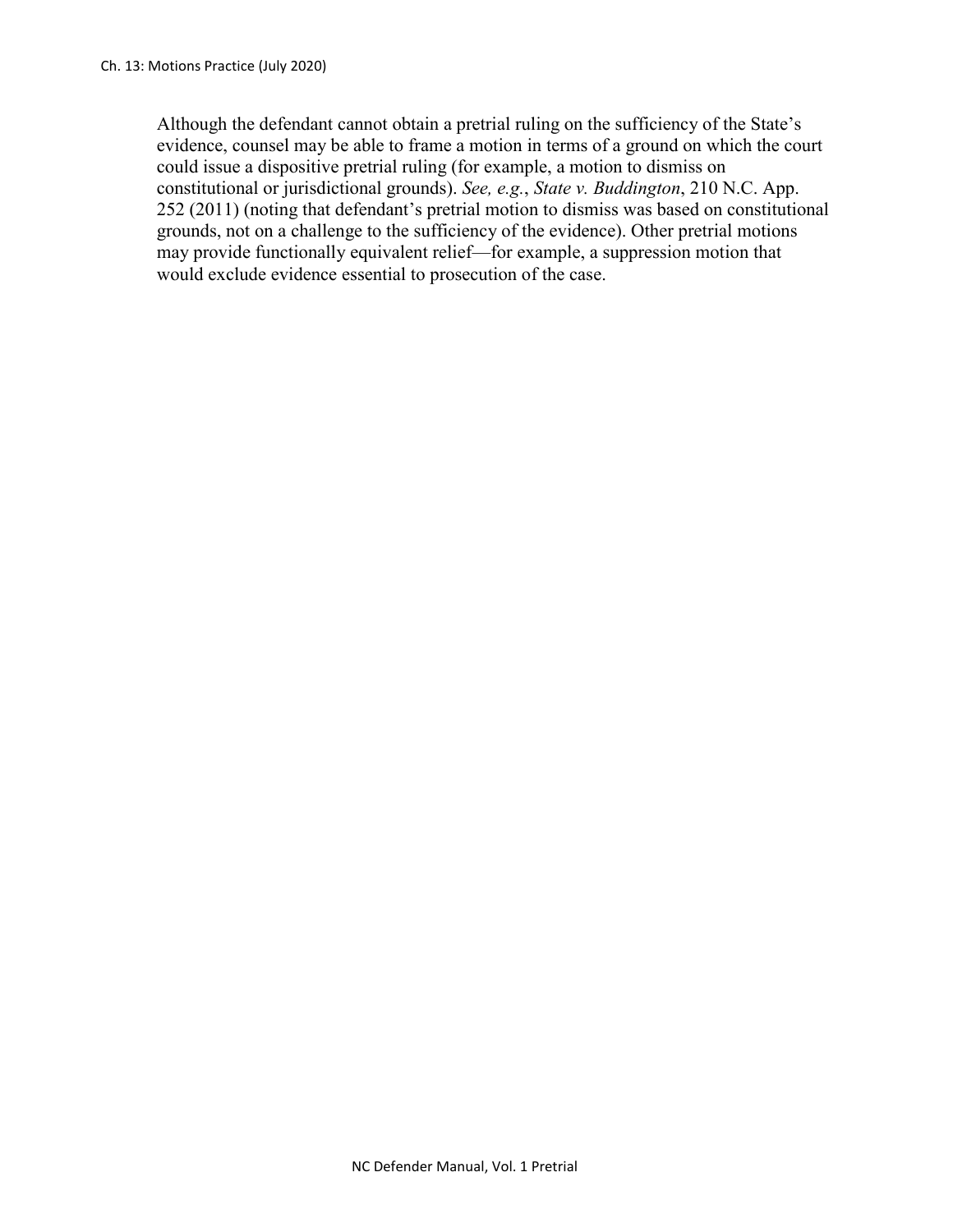Although the defendant cannot obtain a pretrial ruling on the sufficiency of the State's evidence, counsel may be able to frame a motion in terms of a ground on which the court could issue a dispositive pretrial ruling (for example, a motion to dismiss on constitutional or jurisdictional grounds). *See, e.g.*, *State v. Buddington*, 210 N.C. App. 252 (2011) (noting that defendant's pretrial motion to dismiss was based on constitutional grounds, not on a challenge to the sufficiency of the evidence). Other pretrial motions may provide functionally equivalent relief—for example, a suppression motion that would exclude evidence essential to prosecution of the case.